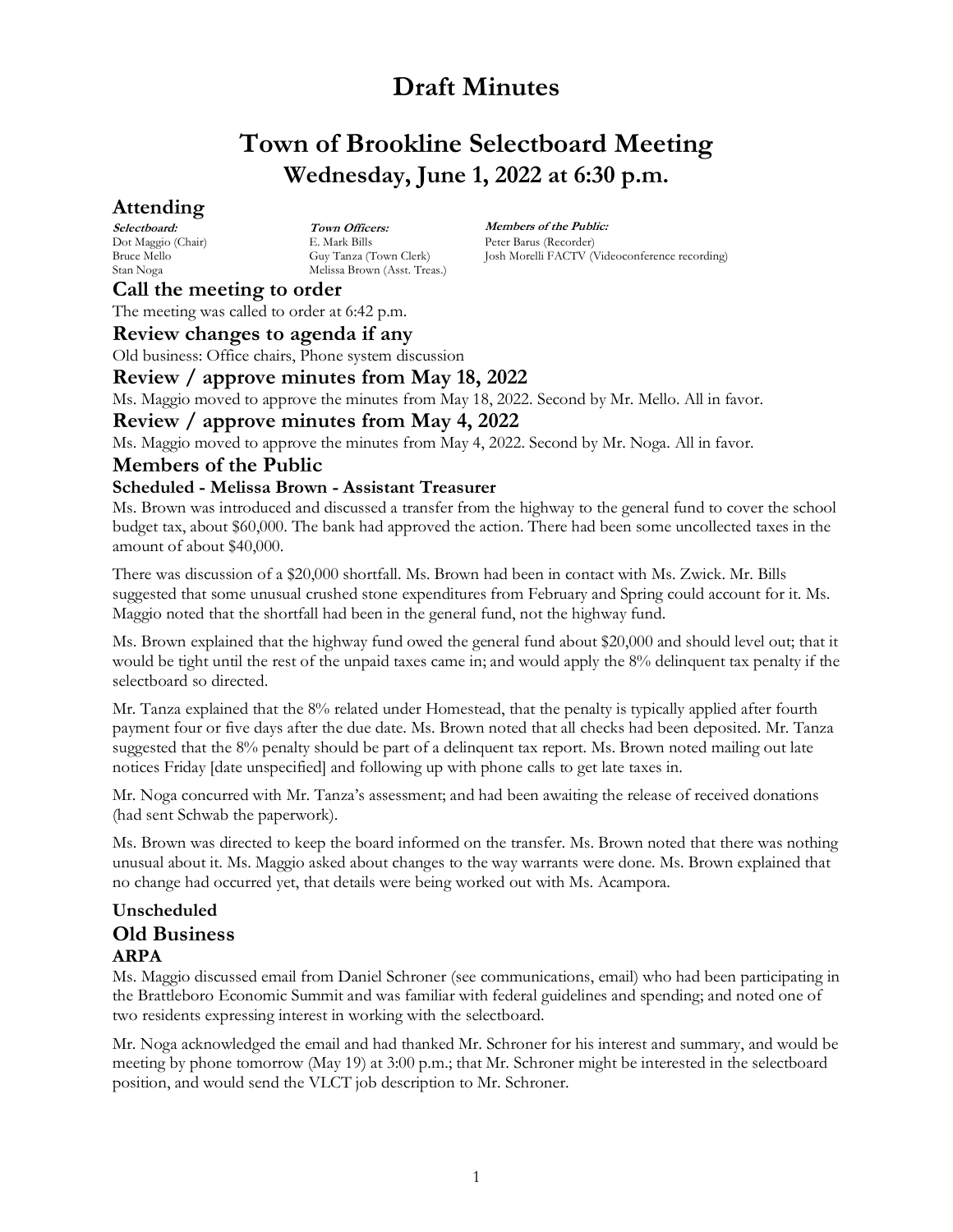# Draft Minutes

# Town of Brookline Selectboard Meeting
## Wednesday, June 1, 2022 at 6:30 p.m.

## Attending

| ***Selectboard:*** | ***Town Officers:*** | ***Members of the Public:*** |
|---|---|---|
| Dot Maggio (Chair) | E. Mark Bills | Peter Barus (Recorder) |
| Bruce Mello | Guy Tanza (Town Clerk) | Josh Morelli FACTV (Videoconference recording) |
| Stan Noga | Melissa Brown (Asst. Treas.) | |

## Call the meeting to order

The meeting was called to order at 6:42 p.m.

## Review changes to agenda if any

Old business: Office chairs, Phone system discussion

## Review / approve minutes from May 18, 2022

Ms. Maggio moved to approve the minutes from May 18, 2022. Second by Mr. Mello. All in favor.

## Review / approve minutes from May 4, 2022

Ms. Maggio moved to approve the minutes from May 4, 2022. Second by Mr. Noga. All in favor.

## Members of the Public

### Scheduled - Melissa Brown - Assistant Treasurer

Ms. Brown was introduced and discussed a transfer from the highway to the general fund to cover the school budget tax, about $60,000. The bank had approved the action. There had been some uncollected taxes in the amount of about $40,000.

There was discussion of a $20,000 shortfall. Ms. Brown had been in contact with Ms. Zwick. Mr. Bills suggested that some unusual crushed stone expenditures from February and Spring could account for it. Ms. Maggio noted that the shortfall had been in the general fund, not the highway fund.

Ms. Brown explained that the highway fund owed the general fund about $20,000 and should level out; that it would be tight until the rest of the unpaid taxes came in; and would apply the 8% delinquent tax penalty if the selectboard so directed.

Mr. Tanza explained that the 8% related under Homestead, that the penalty is typically applied after fourth payment four or five days after the due date. Ms. Brown noted that all checks had been deposited. Mr. Tanza suggested that the 8% penalty should be part of a delinquent tax report. Ms. Brown noted mailing out late notices Friday [date unspecified] and following up with phone calls to get late taxes in.

Mr. Noga concurred with Mr. Tanza's assessment; and had been awaiting the release of received donations (had sent Schwab the paperwork).

Ms. Brown was directed to keep the board informed on the transfer. Ms. Brown noted that there was nothing unusual about it. Ms. Maggio asked about changes to the way warrants were done. Ms. Brown explained that no change had occurred yet, that details were being worked out with Ms. Acampora.

### Unscheduled

## Old Business

### ARPA

Ms. Maggio discussed email from Daniel Schroner (see communications, email) who had been participating in the Brattleboro Economic Summit and was familiar with federal guidelines and spending; and noted one of two residents expressing interest in working with the selectboard.

Mr. Noga acknowledged the email and had thanked Mr. Schroner for his interest and summary, and would be meeting by phone tomorrow (May 19) at 3:00 p.m.; that Mr. Schroner might be interested in the selectboard position, and would send the VLCT job description to Mr. Schroner.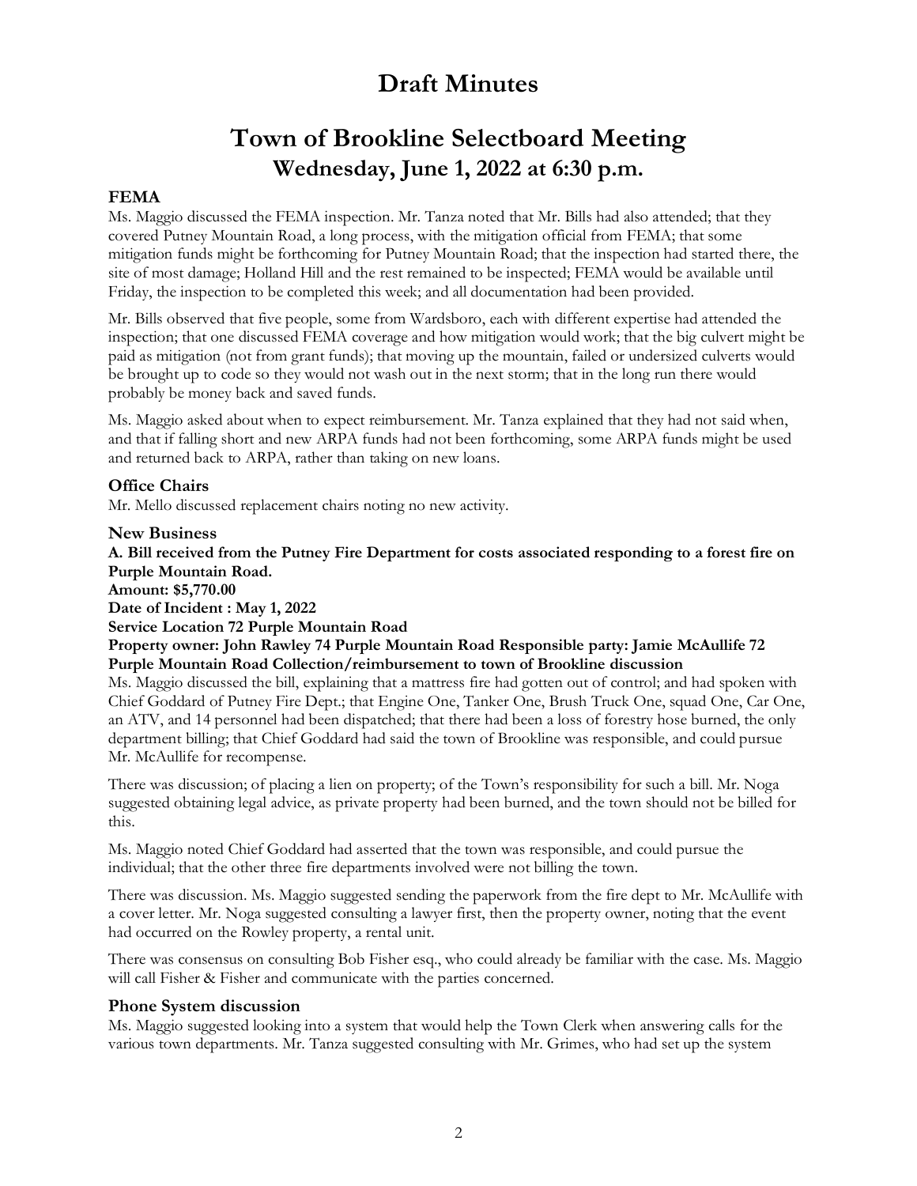# Draft Minutes

# Town of Brookline Selectboard Meeting

## Wednesday, June 1, 2022 at 6:30 p.m.

### FEMA

Ms. Maggio discussed the FEMA inspection. Mr. Tanza noted that Mr. Bills had also attended; that they covered Putney Mountain Road, a long process, with the mitigation official from FEMA; that some mitigation funds might be forthcoming for Putney Mountain Road; that the inspection had started there, the site of most damage; Holland Hill and the rest remained to be inspected; FEMA would be available until Friday, the inspection to be completed this week; and all documentation had been provided.

Mr. Bills observed that five people, some from Wardsboro, each with different expertise had attended the inspection; that one discussed FEMA coverage and how mitigation would work; that the big culvert might be paid as mitigation (not from grant funds); that moving up the mountain, failed or undersized culverts would be brought up to code so they would not wash out in the next storm; that in the long run there would probably be money back and saved funds.

Ms. Maggio asked about when to expect reimbursement. Mr. Tanza explained that they had not said when, and that if falling short and new ARPA funds had not been forthcoming, some ARPA funds might be used and returned back to ARPA, rather than taking on new loans.

### Office Chairs

Mr. Mello discussed replacement chairs noting no new activity.

### New Business

**A. Bill received from the Putney Fire Department for costs associated responding to a forest fire on Purple Mountain Road.**
**Amount: $5,770.00**
**Date of Incident : May 1, 2022**
**Service Location 72 Purple Mountain Road**
**Property owner: John Rawley 74 Purple Mountain Road Responsible party: Jamie McAullife 72 Purple Mountain Road Collection/reimbursement to town of Brookline discussion**

Ms. Maggio discussed the bill, explaining that a mattress fire had gotten out of control; and had spoken with Chief Goddard of Putney Fire Dept.; that Engine One, Tanker One, Brush Truck One, squad One, Car One, an ATV, and 14 personnel had been dispatched; that there had been a loss of forestry hose burned, the only department billing; that Chief Goddard had said the town of Brookline was responsible, and could pursue Mr. McAullife for recompense.

There was discussion; of placing a lien on property; of the Town's responsibility for such a bill. Mr. Noga suggested obtaining legal advice, as private property had been burned, and the town should not be billed for this.

Ms. Maggio noted Chief Goddard had asserted that the town was responsible, and could pursue the individual; that the other three fire departments involved were not billing the town.

There was discussion. Ms. Maggio suggested sending the paperwork from the fire dept to Mr. McAullife with a cover letter. Mr. Noga suggested consulting a lawyer first, then the property owner, noting that the event had occurred on the Rowley property, a rental unit.

There was consensus on consulting Bob Fisher esq., who could already be familiar with the case. Ms. Maggio will call Fisher & Fisher and communicate with the parties concerned.

### Phone System discussion

Ms. Maggio suggested looking into a system that would help the Town Clerk when answering calls for the various town departments. Mr. Tanza suggested consulting with Mr. Grimes, who had set up the system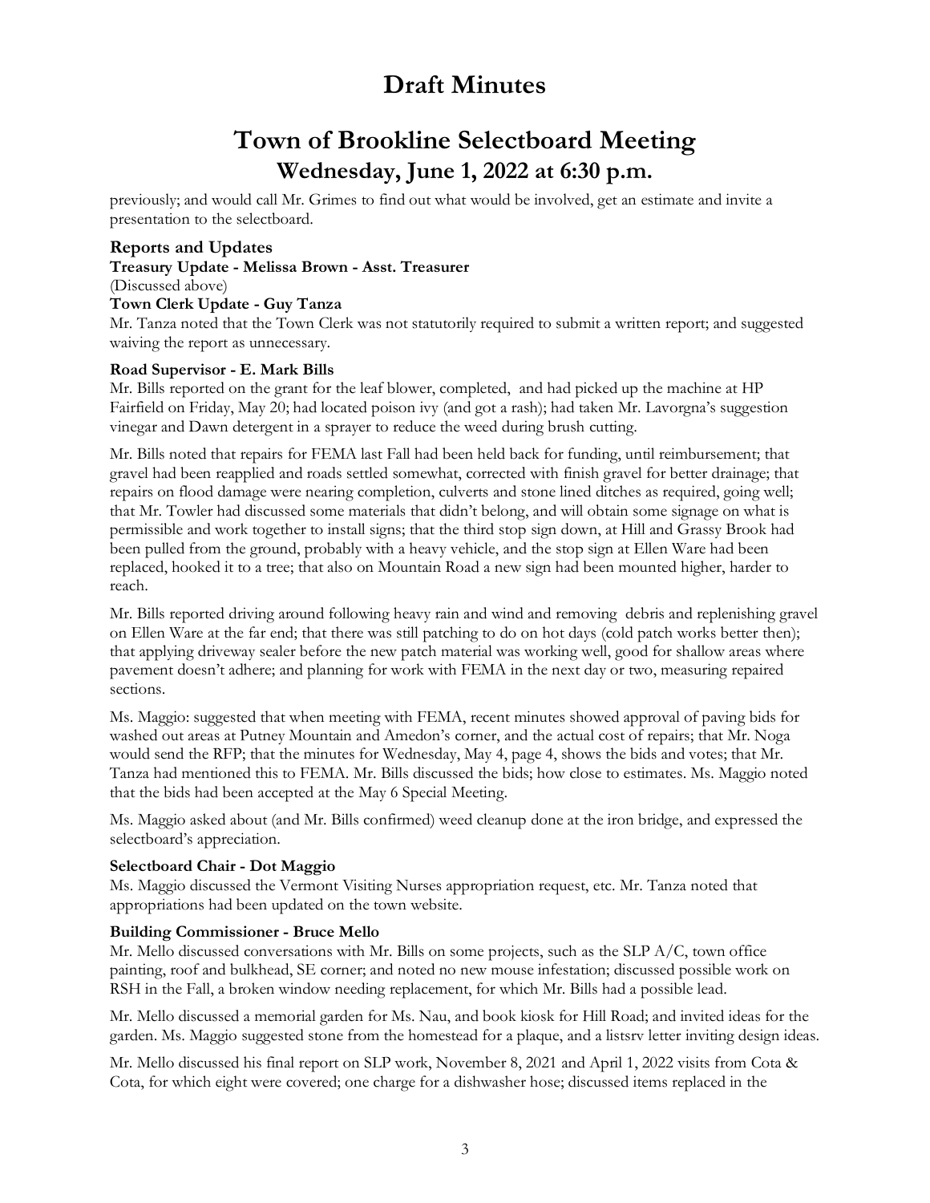# Draft Minutes

# Town of Brookline Selectboard Meeting

## Wednesday, June 1, 2022 at 6:30 p.m.

previously; and would call Mr. Grimes to find out what would be involved, get an estimate and invite a presentation to the selectboard.

### Reports and Updates

**Treasury Update - Melissa Brown - Asst. Treasurer**

(Discussed above)

**Town Clerk Update - Guy Tanza**

Mr. Tanza noted that the Town Clerk was not statutorily required to submit a written report; and suggested waiving the report as unnecessary.

**Road Supervisor - E. Mark Bills**

Mr. Bills reported on the grant for the leaf blower, completed, and had picked up the machine at HP Fairfield on Friday, May 20; had located poison ivy (and got a rash); had taken Mr. Lavorgna's suggestion vinegar and Dawn detergent in a sprayer to reduce the weed during brush cutting.

Mr. Bills noted that repairs for FEMA last Fall had been held back for funding, until reimbursement; that gravel had been reapplied and roads settled somewhat, corrected with finish gravel for better drainage; that repairs on flood damage were nearing completion, culverts and stone lined ditches as required, going well; that Mr. Towler had discussed some materials that didn't belong, and will obtain some signage on what is permissible and work together to install signs; that the third stop sign down, at Hill and Grassy Brook had been pulled from the ground, probably with a heavy vehicle, and the stop sign at Ellen Ware had been replaced, hooked it to a tree; that also on Mountain Road a new sign had been mounted higher, harder to reach.

Mr. Bills reported driving around following heavy rain and wind and removing debris and replenishing gravel on Ellen Ware at the far end; that there was still patching to do on hot days (cold patch works better then); that applying driveway sealer before the new patch material was working well, good for shallow areas where pavement doesn't adhere; and planning for work with FEMA in the next day or two, measuring repaired sections.

Ms. Maggio: suggested that when meeting with FEMA, recent minutes showed approval of paving bids for washed out areas at Putney Mountain and Amedon's corner, and the actual cost of repairs; that Mr. Noga would send the RFP; that the minutes for Wednesday, May 4, page 4, shows the bids and votes; that Mr. Tanza had mentioned this to FEMA. Mr. Bills discussed the bids; how close to estimates. Ms. Maggio noted that the bids had been accepted at the May 6 Special Meeting.

Ms. Maggio asked about (and Mr. Bills confirmed) weed cleanup done at the iron bridge, and expressed the selectboard's appreciation.

**Selectboard Chair - Dot Maggio**

Ms. Maggio discussed the Vermont Visiting Nurses appropriation request, etc. Mr. Tanza noted that appropriations had been updated on the town website.

**Building Commissioner - Bruce Mello**

Mr. Mello discussed conversations with Mr. Bills on some projects, such as the SLP A/C, town office painting, roof and bulkhead, SE corner; and noted no new mouse infestation; discussed possible work on RSH in the Fall, a broken window needing replacement, for which Mr. Bills had a possible lead.

Mr. Mello discussed a memorial garden for Ms. Nau, and book kiosk for Hill Road; and invited ideas for the garden. Ms. Maggio suggested stone from the homestead for a plaque, and a listsrv letter inviting design ideas.

Mr. Mello discussed his final report on SLP work, November 8, 2021 and April 1, 2022 visits from Cota & Cota, for which eight were covered; one charge for a dishwasher hose; discussed items replaced in the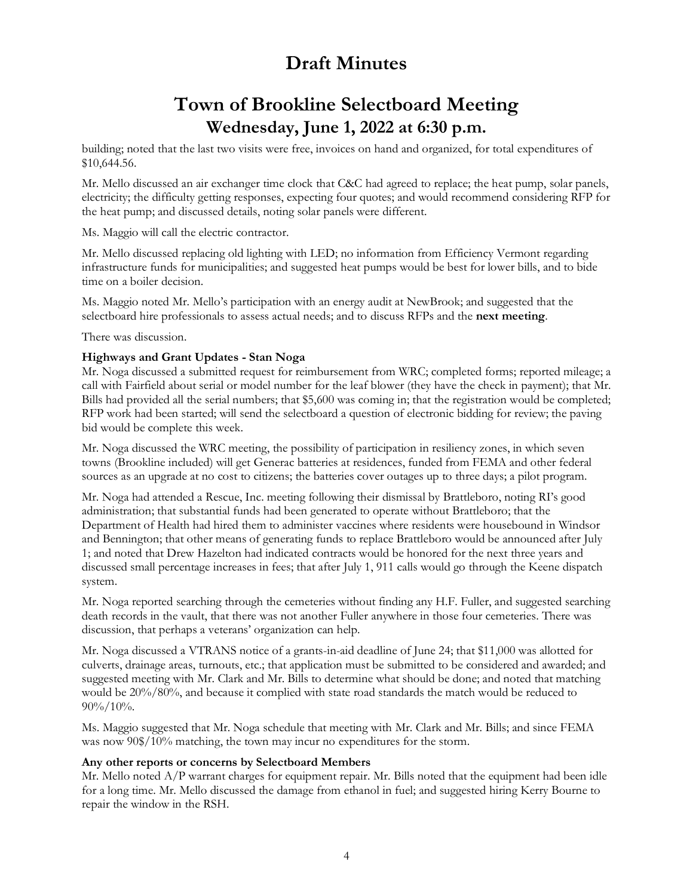# Draft Minutes

# Town of Brookline Selectboard Meeting

## Wednesday, June 1, 2022 at 6:30 p.m.

building; noted that the last two visits were free, invoices on hand and organized, for total expenditures of $10,644.56.

Mr. Mello discussed an air exchanger time clock that C&C had agreed to replace; the heat pump, solar panels, electricity; the difficulty getting responses, expecting four quotes; and would recommend considering RFP for the heat pump; and discussed details, noting solar panels were different.

Ms. Maggio will call the electric contractor.

Mr. Mello discussed replacing old lighting with LED; no information from Efficiency Vermont regarding infrastructure funds for municipalities; and suggested heat pumps would be best for lower bills, and to bide time on a boiler decision.

Ms. Maggio noted Mr. Mello's participation with an energy audit at NewBrook; and suggested that the selectboard hire professionals to assess actual needs; and to discuss RFPs and the **next meeting**.

There was discussion.

**Highways and Grant Updates - Stan Noga**

Mr. Noga discussed a submitted request for reimbursement from WRC; completed forms; reported mileage; a call with Fairfield about serial or model number for the leaf blower (they have the check in payment); that Mr. Bills had provided all the serial numbers; that $5,600 was coming in; that the registration would be completed; RFP work had been started; will send the selectboard a question of electronic bidding for review; the paving bid would be complete this week.

Mr. Noga discussed the WRC meeting, the possibility of participation in resiliency zones, in which seven towns (Brookline included) will get Generac batteries at residences, funded from FEMA and other federal sources as an upgrade at no cost to citizens; the batteries cover outages up to three days; a pilot program.

Mr. Noga had attended a Rescue, Inc. meeting following their dismissal by Brattleboro, noting RI's good administration; that substantial funds had been generated to operate without Brattleboro; that the Department of Health had hired them to administer vaccines where residents were housebound in Windsor and Bennington; that other means of generating funds to replace Brattleboro would be announced after July 1; and noted that Drew Hazelton had indicated contracts would be honored for the next three years and discussed small percentage increases in fees; that after July 1, 911 calls would go through the Keene dispatch system.

Mr. Noga reported searching through the cemeteries without finding any H.F. Fuller, and suggested searching death records in the vault, that there was not another Fuller anywhere in those four cemeteries. There was discussion, that perhaps a veterans' organization can help.

Mr. Noga discussed a VTRANS notice of a grants-in-aid deadline of June 24; that $11,000 was allotted for culverts, drainage areas, turnouts, etc.; that application must be submitted to be considered and awarded; and suggested meeting with Mr. Clark and Mr. Bills to determine what should be done; and noted that matching would be 20%/80%, and because it complied with state road standards the match would be reduced to 90%/10%.

Ms. Maggio suggested that Mr. Noga schedule that meeting with Mr. Clark and Mr. Bills; and since FEMA was now 90$/10% matching, the town may incur no expenditures for the storm.

**Any other reports or concerns by Selectboard Members**

Mr. Mello noted A/P warrant charges for equipment repair. Mr. Bills noted that the equipment had been idle for a long time. Mr. Mello discussed the damage from ethanol in fuel; and suggested hiring Kerry Bourne to repair the window in the RSH.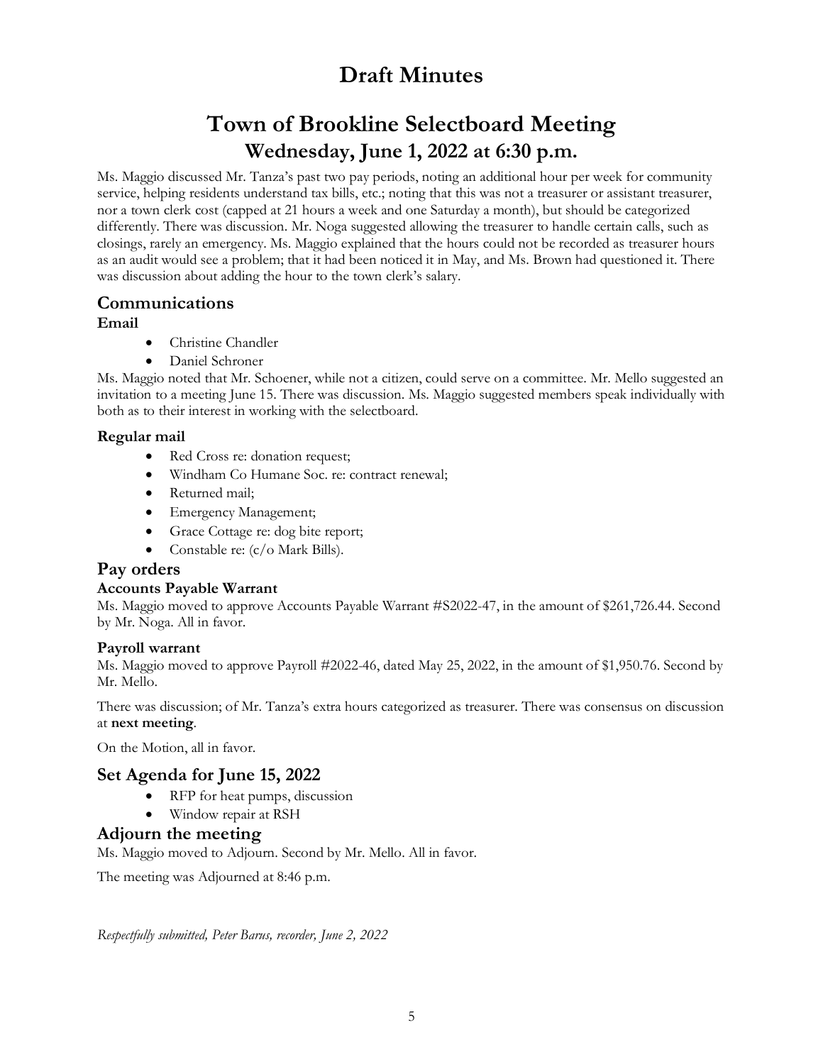# Draft Minutes

# Town of Brookline Selectboard Meeting

## Wednesday, June 1, 2022 at 6:30 p.m.

Ms. Maggio discussed Mr. Tanza's past two pay periods, noting an additional hour per week for community service, helping residents understand tax bills, etc.; noting that this was not a treasurer or assistant treasurer, nor a town clerk cost (capped at 21 hours a week and one Saturday a month), but should be categorized differently. There was discussion. Mr. Noga suggested allowing the treasurer to handle certain calls, such as closings, rarely an emergency. Ms. Maggio explained that the hours could not be recorded as treasurer hours as an audit would see a problem; that it had been noticed it in May, and Ms. Brown had questioned it. There was discussion about adding the hour to the town clerk's salary.

## Communications

### Email

- Christine Chandler
- Daniel Schroner

Ms. Maggio noted that Mr. Schoener, while not a citizen, could serve on a committee. Mr. Mello suggested an invitation to a meeting June 15. There was discussion. Ms. Maggio suggested members speak individually with both as to their interest in working with the selectboard.

### Regular mail

- Red Cross re: donation request;
- Windham Co Humane Soc. re: contract renewal;
- Returned mail;
- Emergency Management;
- Grace Cottage re: dog bite report;
- Constable re: (c/o Mark Bills).

## Pay orders

### Accounts Payable Warrant

Ms. Maggio moved to approve Accounts Payable Warrant #S2022-47, in the amount of $261,726.44. Second by Mr. Noga. All in favor.

### Payroll warrant

Ms. Maggio moved to approve Payroll #2022-46, dated May 25, 2022, in the amount of $1,950.76. Second by Mr. Mello.

There was discussion; of Mr. Tanza's extra hours categorized as treasurer. There was consensus on discussion at **next meeting**.

On the Motion, all in favor.

## Set Agenda for June 15, 2022

- RFP for heat pumps, discussion
- Window repair at RSH

## Adjourn the meeting

Ms. Maggio moved to Adjourn. Second by Mr. Mello. All in favor.

The meeting was Adjourned at 8:46 p.m.

*Respectfully submitted, Peter Barus, recorder, June 2, 2022*